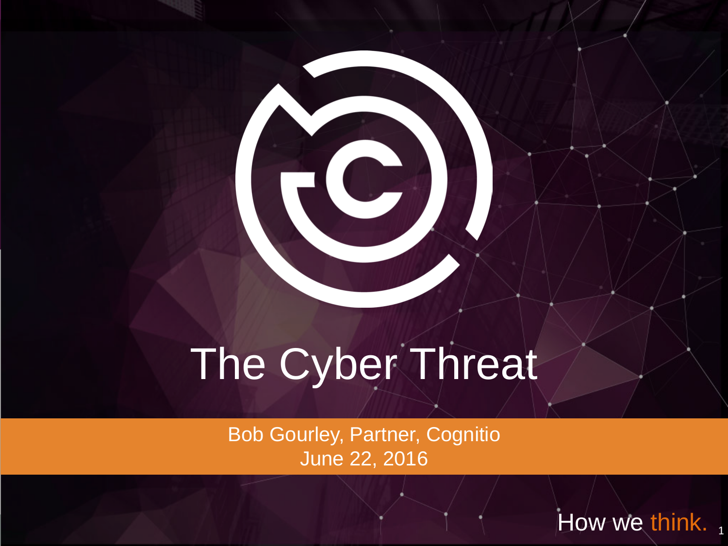# The Cyber Threat

Bob Gourley, Partner, Cognitio
June 22, 2016

How we think.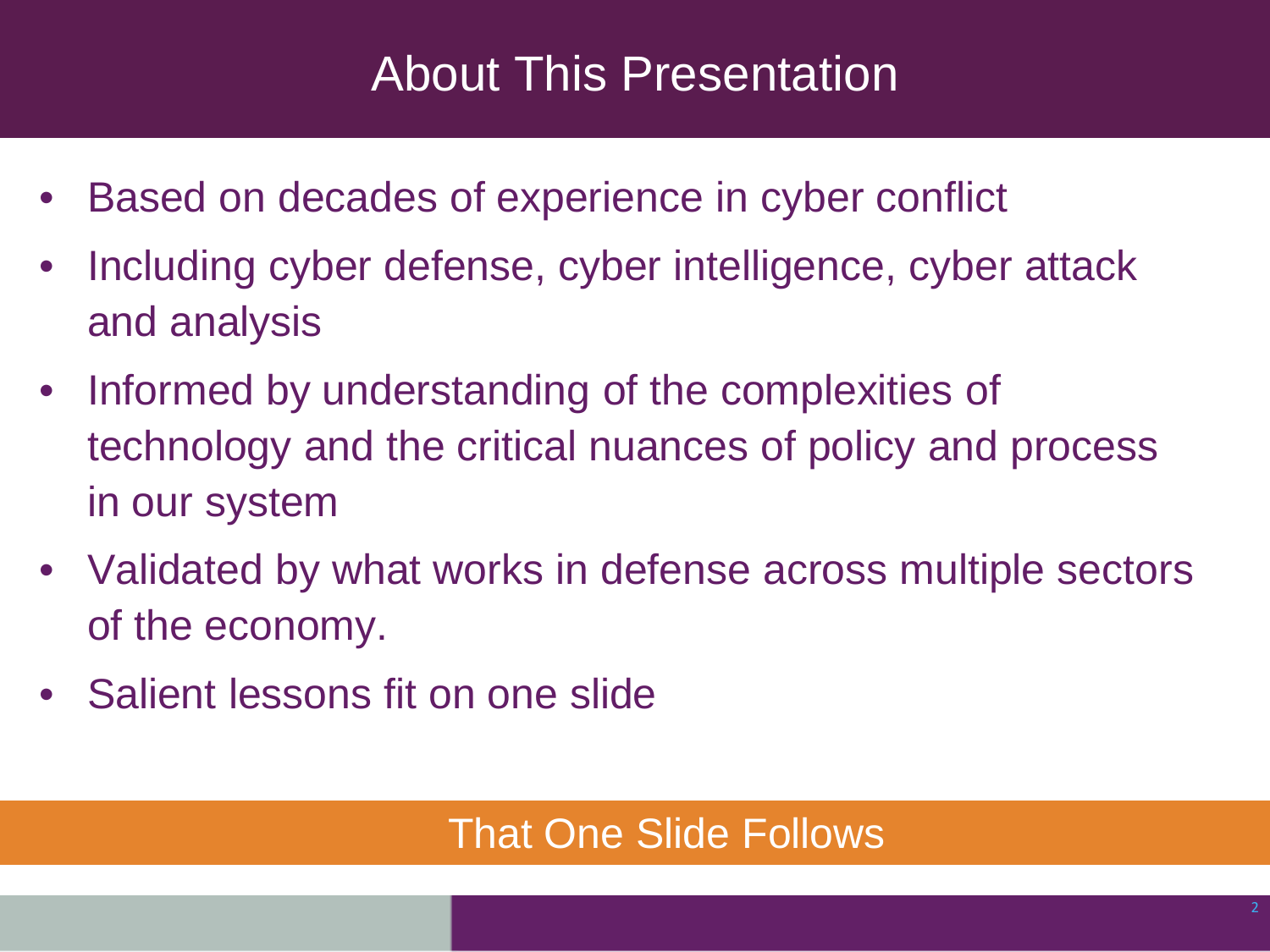# About This Presentation

- Based on decades of experience in cyber conflict
- Including cyber defense, cyber intelligence, cyber attack and analysis
- Informed by understanding of the complexities of technology and the critical nuances of policy and process in our system
- Validated by what works in defense across multiple sectors of the economy.
- Salient lessons fit on one slide

That One Slide Follows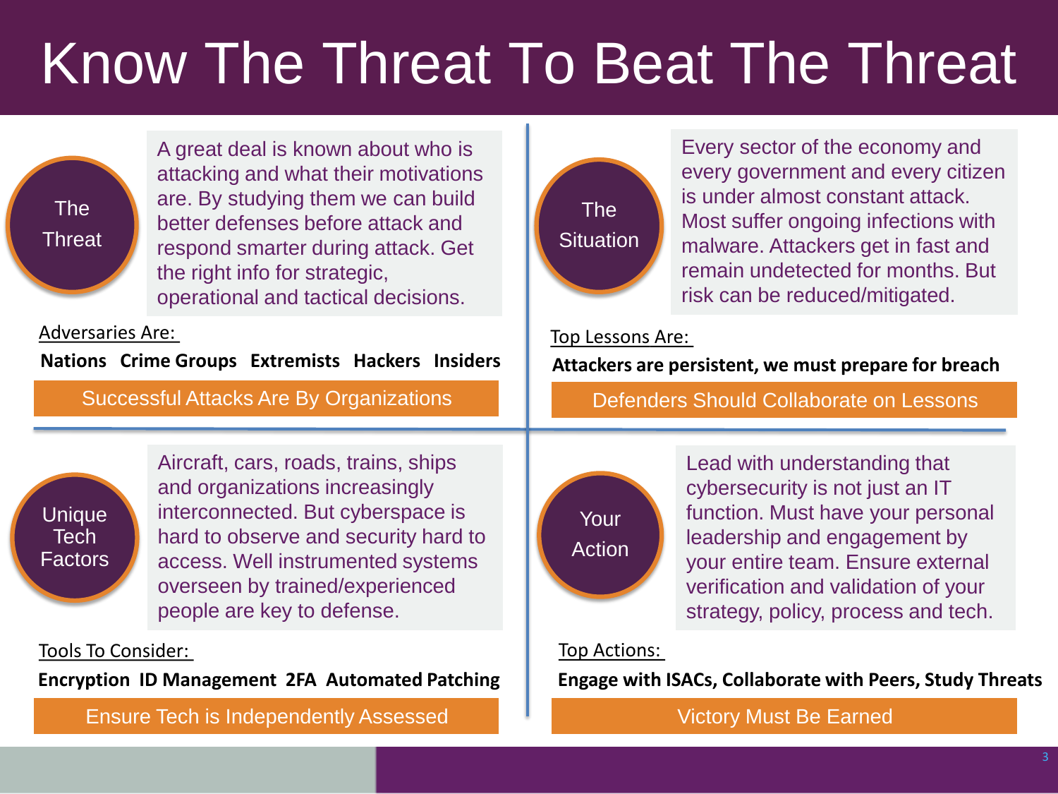# Know The Threat To Beat The Threat

## The Threat

A great deal is known about who is attacking and what their motivations are. By studying them we can build better defenses before attack and respond smarter during attack. Get the right info for strategic, operational and tactical decisions.

Adversaries Are:

**Nations Crime Groups Extremists Hackers Insiders**

Successful Attacks Are By Organizations

## The Situation

Every sector of the economy and every government and every citizen is under almost constant attack. Most suffer ongoing infections with malware. Attackers get in fast and remain undetected for months. But risk can be reduced/mitigated.

Top Lessons Are:

**Attackers are persistent, we must prepare for breach**

Defenders Should Collaborate on Lessons

## Unique Tech Factors

Aircraft, cars, roads, trains, ships and organizations increasingly interconnected. But cyberspace is hard to observe and security hard to access. Well instrumented systems overseen by trained/experienced people are key to defense.

Tools To Consider:

**Encryption ID Management 2FA Automated Patching**

Ensure Tech is Independently Assessed

## Your Action

Lead with understanding that cybersecurity is not just an IT function. Must have your personal leadership and engagement by your entire team. Ensure external verification and validation of your strategy, policy, process and tech.

Top Actions:

**Engage with ISACs, Collaborate with Peers, Study Threats**

Victory Must Be Earned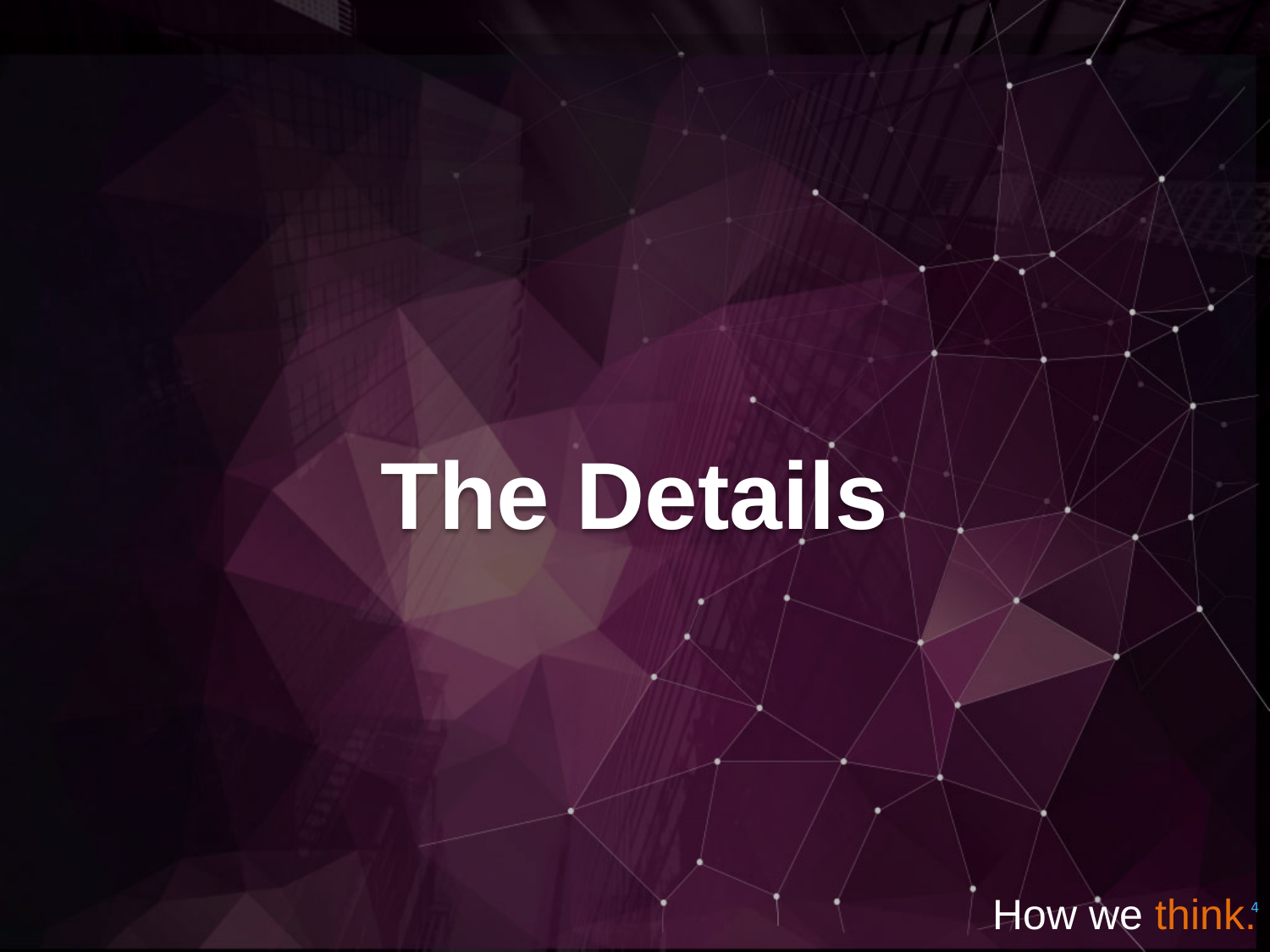# The Details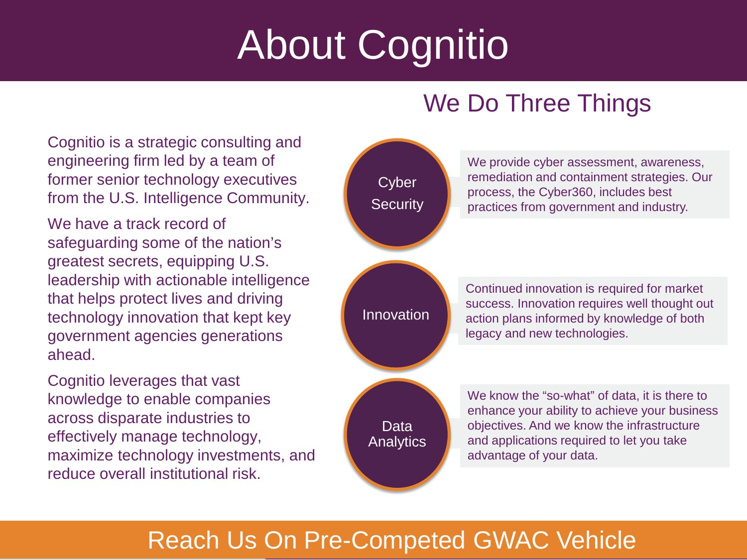# About Cognitio

## We Do Three Things

Cognitio is a strategic consulting and engineering firm led by a team of former senior technology executives from the U.S. Intelligence Community.

We have a track record of safeguarding some of the nation's greatest secrets, equipping U.S. leadership with actionable intelligence that helps protect lives and driving technology innovation that kept key government agencies generations ahead.

Cognitio leverages that vast knowledge to enable companies across disparate industries to effectively manage technology, maximize technology investments, and reduce overall institutional risk.

**Cyber Security**

We provide cyber assessment, awareness, remediation and containment strategies. Our process, the Cyber360, includes best practices from government and industry.

**Innovation**

Continued innovation is required for market success. Innovation requires well thought out action plans informed by knowledge of both legacy and new technologies.

**Data Analytics**

We know the "so-what" of data, it is there to enhance your ability to achieve your business objectives. And we know the infrastructure and applications required to let you take advantage of your data.

## Reach Us On Pre-Competed GWAC Vehicle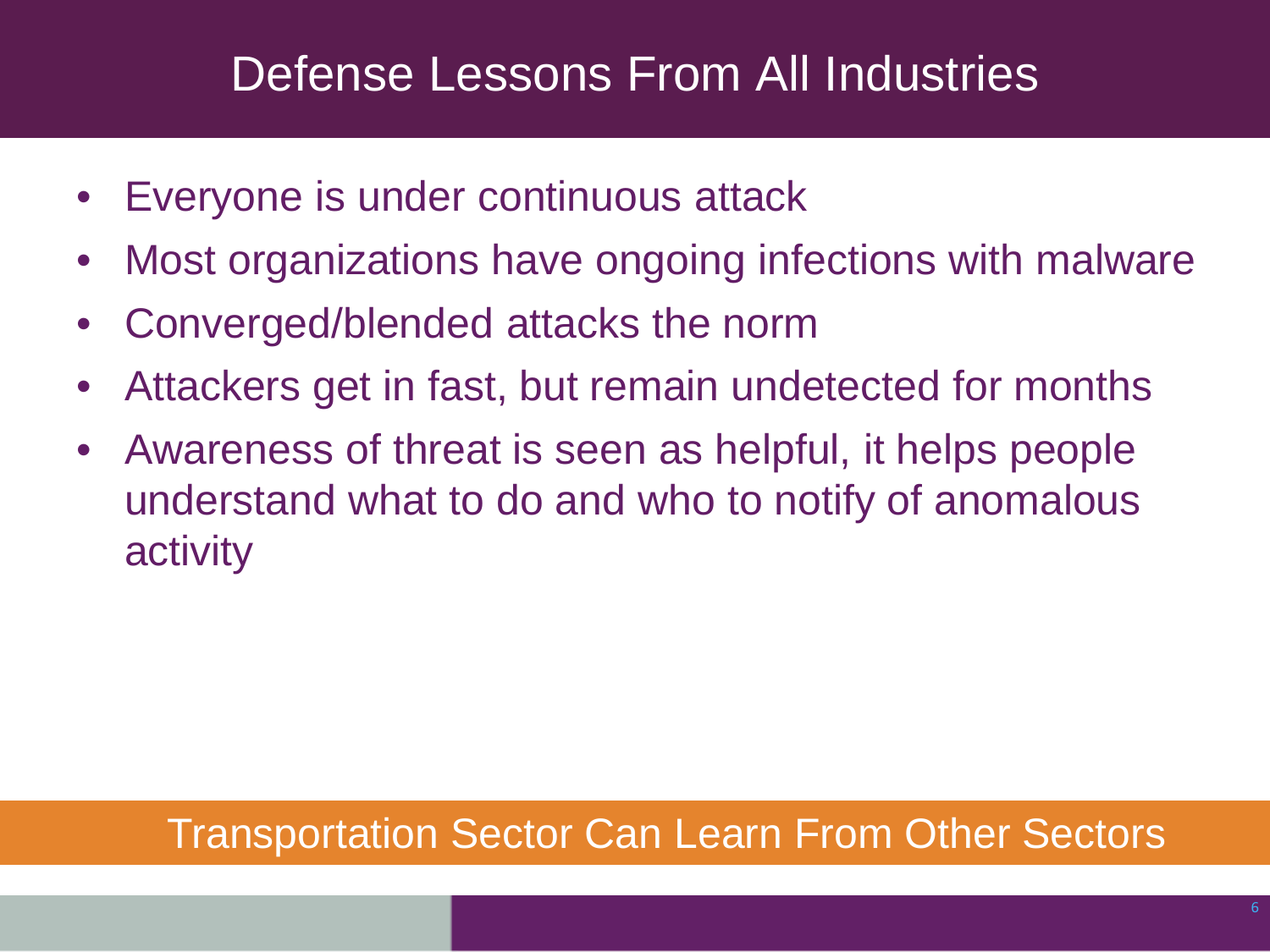# Defense Lessons From All Industries

- Everyone is under continuous attack
- Most organizations have ongoing infections with malware
- Converged/blended attacks the norm
- Attackers get in fast, but remain undetected for months
- Awareness of threat is seen as helpful, it helps people understand what to do and who to notify of anomalous activity

**Transportation Sector Can Learn From Other Sectors**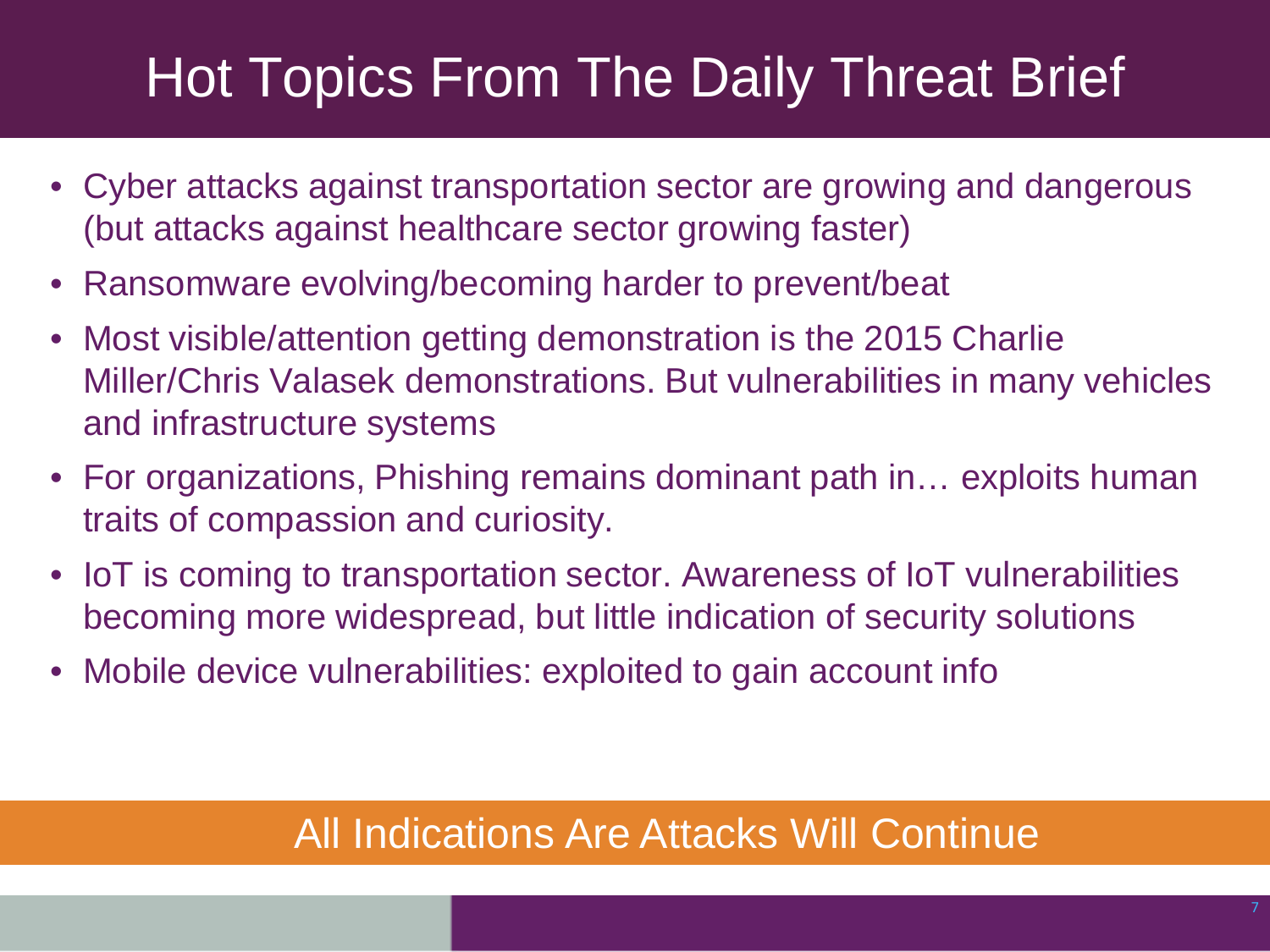# Hot Topics From The Daily Threat Brief

- Cyber attacks against transportation sector are growing and dangerous (but attacks against healthcare sector growing faster)
- Ransomware evolving/becoming harder to prevent/beat
- Most visible/attention getting demonstration is the 2015 Charlie Miller/Chris Valasek demonstrations. But vulnerabilities in many vehicles and infrastructure systems
- For organizations, Phishing remains dominant path in… exploits human traits of compassion and curiosity.
- IoT is coming to transportation sector. Awareness of IoT vulnerabilities becoming more widespread, but little indication of security solutions
- Mobile device vulnerabilities: exploited to gain account info

**All Indications Are Attacks Will Continue**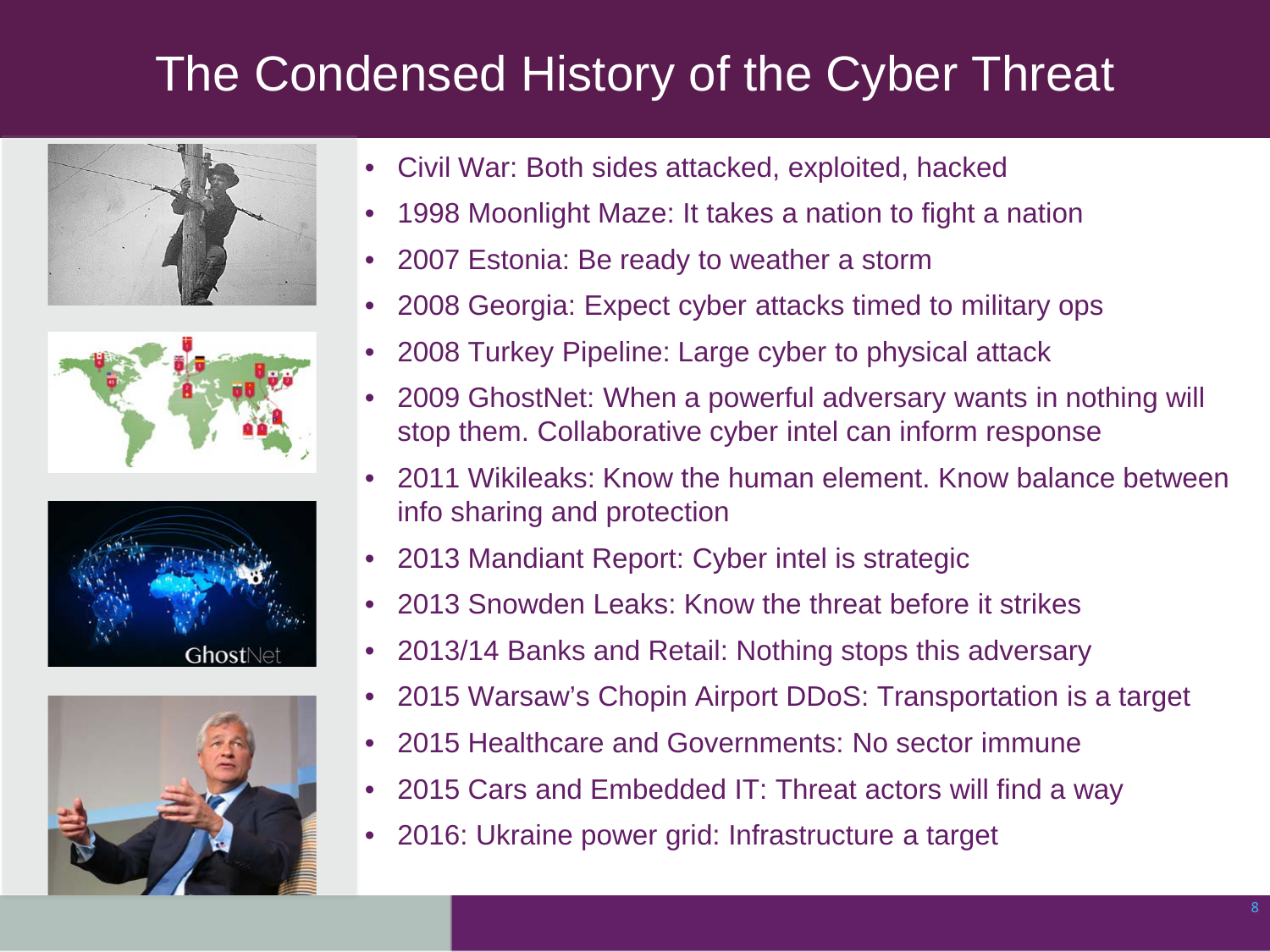# The Condensed History of the Cyber Threat

- Civil War: Both sides attacked, exploited, hacked
- 1998 Moonlight Maze: It takes a nation to fight a nation
- 2007 Estonia: Be ready to weather a storm
- 2008 Georgia: Expect cyber attacks timed to military ops
- 2008 Turkey Pipeline: Large cyber to physical attack
- 2009 GhostNet: When a powerful adversary wants in nothing will stop them. Collaborative cyber intel can inform response
- 2011 Wikileaks: Know the human element. Know balance between info sharing and protection
- 2013 Mandiant Report: Cyber intel is strategic
- 2013 Snowden Leaks: Know the threat before it strikes
- 2013/14 Banks and Retail: Nothing stops this adversary
- 2015 Warsaw's Chopin Airport DDoS: Transportation is a target
- 2015 Healthcare and Governments: No sector immune
- 2015 Cars and Embedded IT: Threat actors will find a way
- 2016: Ukraine power grid: Infrastructure a target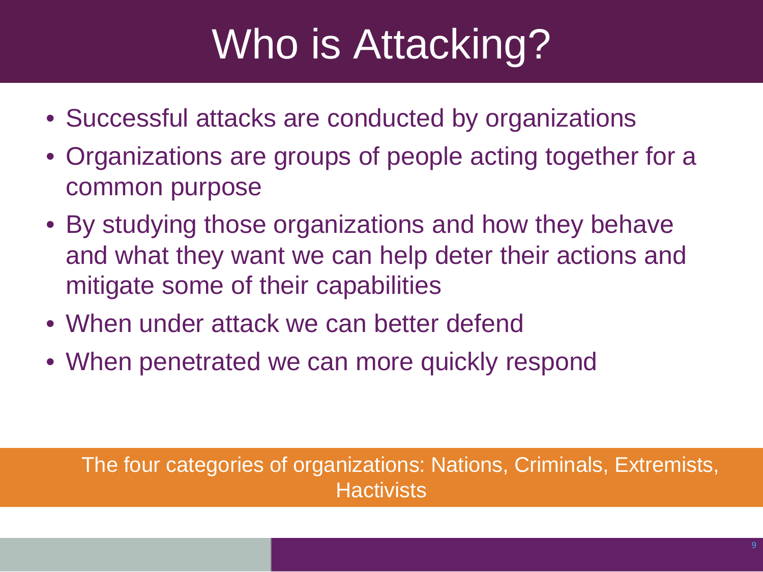# Who is Attacking?

- Successful attacks are conducted by organizations
- Organizations are groups of people acting together for a common purpose
- By studying those organizations and how they behave and what they want we can help deter their actions and mitigate some of their capabilities
- When under attack we can better defend
- When penetrated we can more quickly respond

The four categories of organizations: Nations, Criminals, Extremists, Hactivists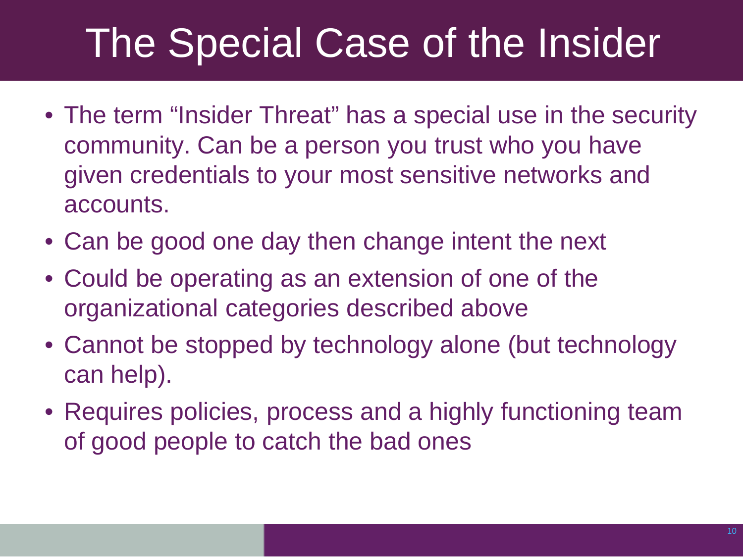# The Special Case of the Insider

- The term “Insider Threat” has a special use in the security community. Can be a person you trust who you have given credentials to your most sensitive networks and accounts.
- Can be good one day then change intent the next
- Could be operating as an extension of one of the organizational categories described above
- Cannot be stopped by technology alone (but technology can help).
- Requires policies, process and a highly functioning team of good people to catch the bad ones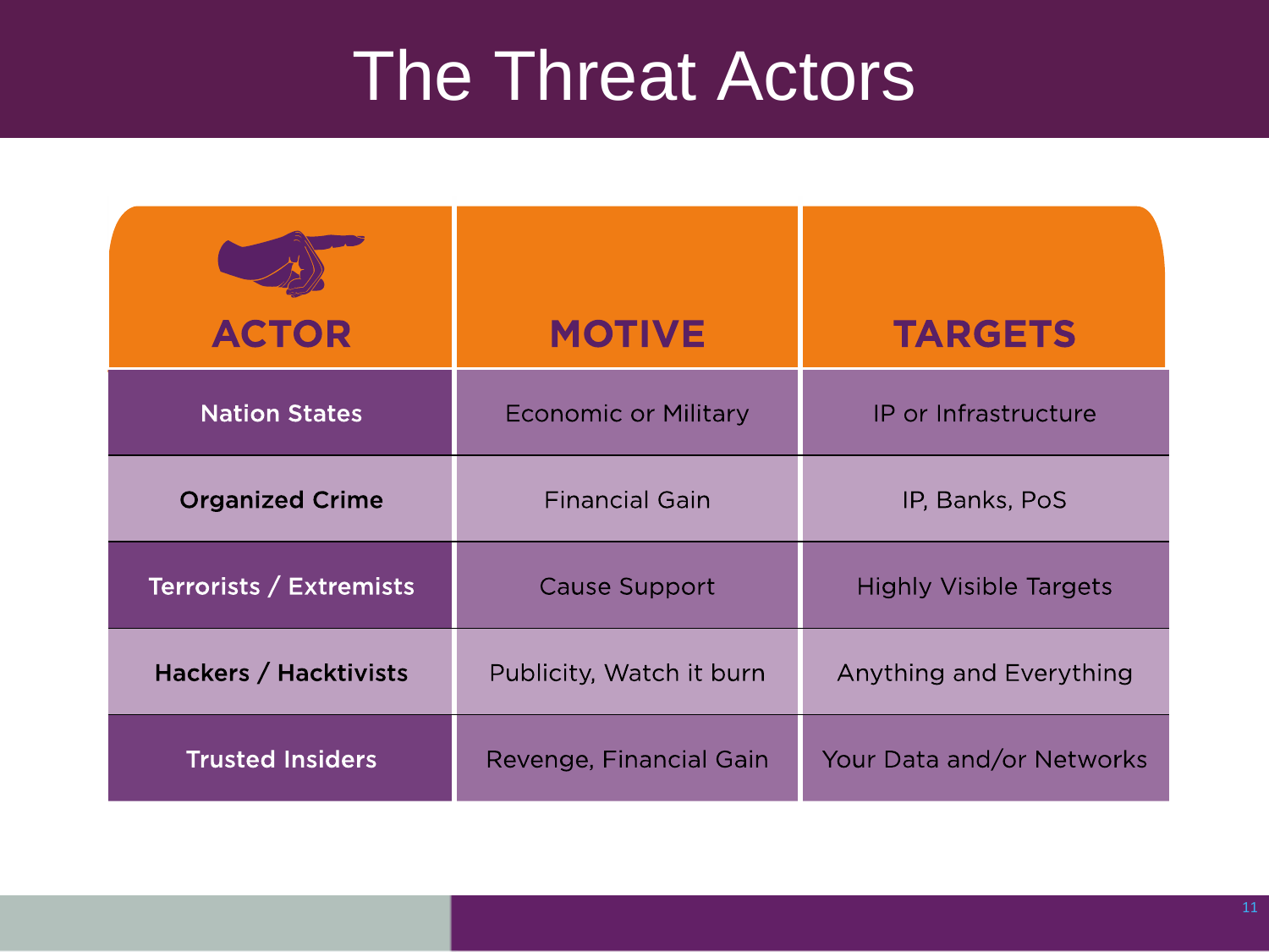# The Threat Actors

| ACTOR | MOTIVE | TARGETS |
| --- | --- | --- |
| **Nation States** | Economic or Military | IP or Infrastructure |
| **Organized Crime** | Financial Gain | IP, Banks, PoS |
| **Terrorists / Extremists** | Cause Support | Highly Visible Targets |
| **Hackers / Hacktivists** | Publicity, Watch it burn | Anything and Everything |
| **Trusted Insiders** | Revenge, Financial Gain | Your Data and/or Networks |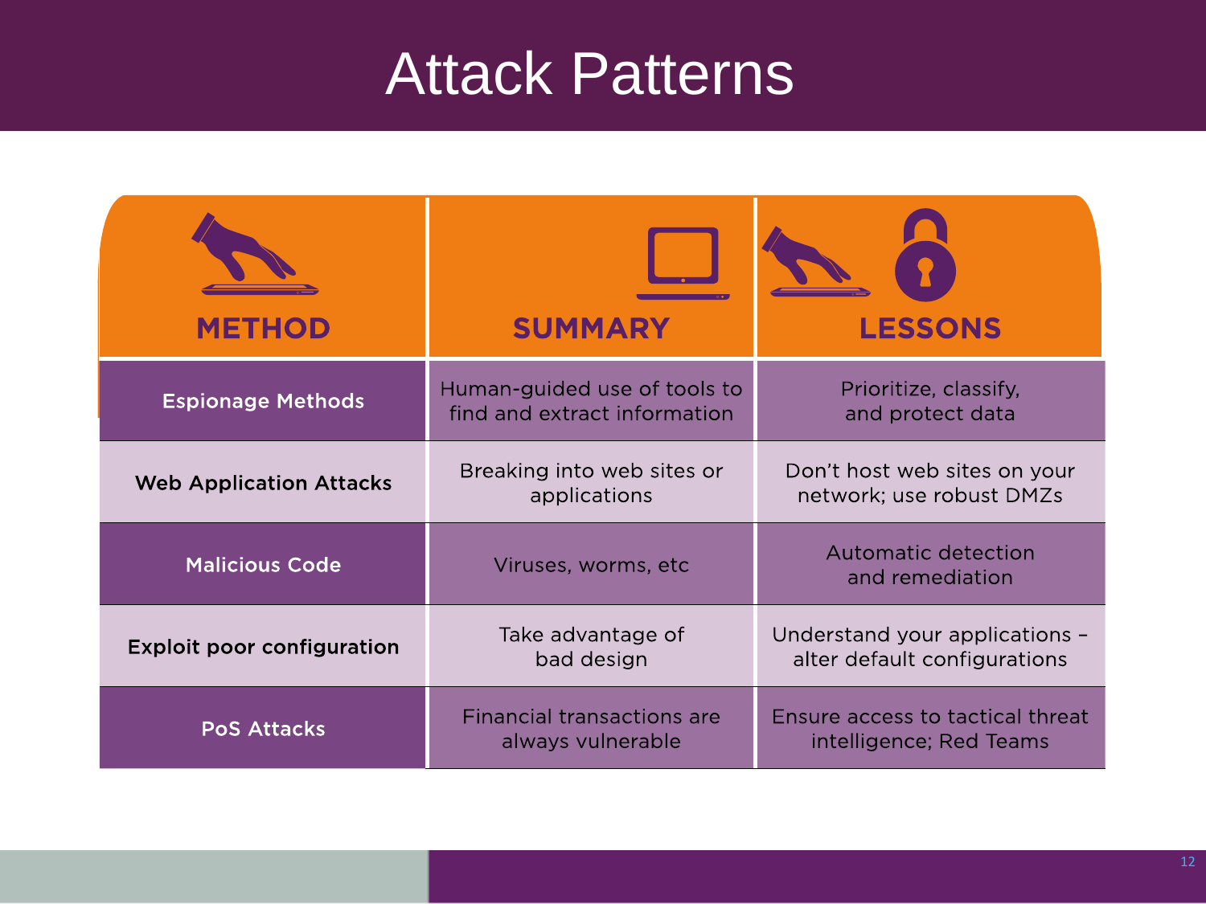# Attack Patterns

| METHOD | SUMMARY | LESSONS |
|---|---|---|
| Espionage Methods | Human-guided use of tools to find and extract information | Prioritize, classify, and protect data |
| Web Application Attacks | Breaking into web sites or applications | Don't host web sites on your network; use robust DMZs |
| Malicious Code | Viruses, worms, etc | Automatic detection and remediation |
| Exploit poor configuration | Take advantage of bad design | Understand your applications – alter default configurations |
| PoS Attacks | Financial transactions are always vulnerable | Ensure access to tactical threat intelligence; Red Teams |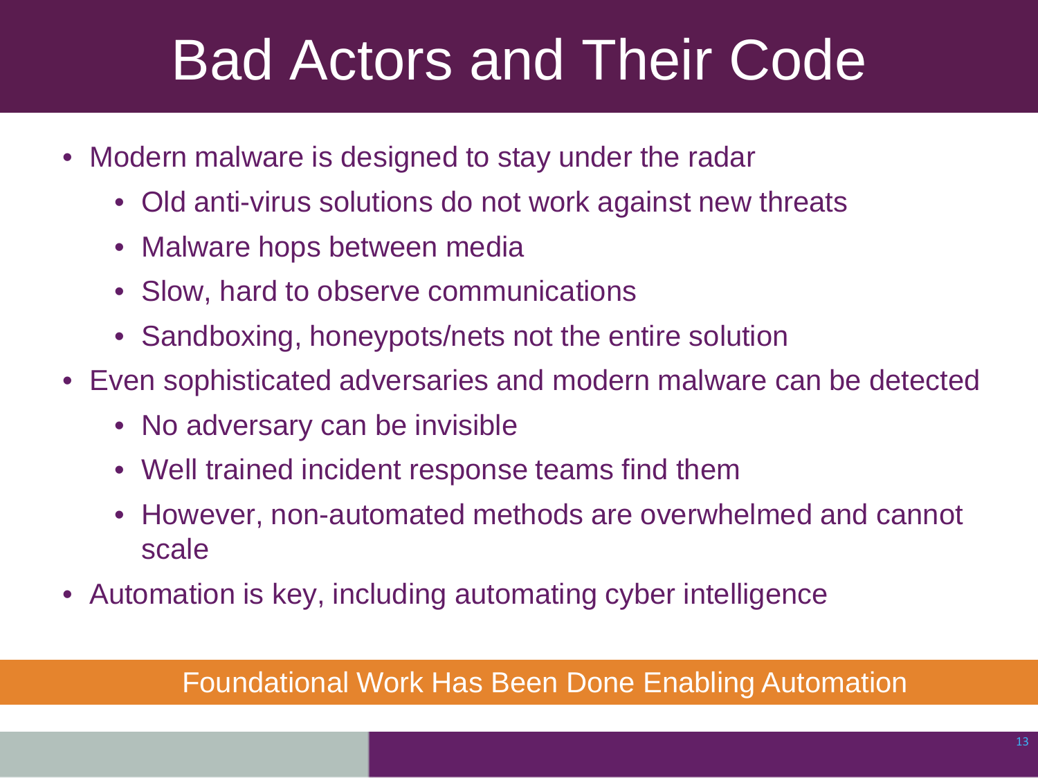# Bad Actors and Their Code

- Modern malware is designed to stay under the radar
  - Old anti-virus solutions do not work against new threats
  - Malware hops between media
  - Slow, hard to observe communications
  - Sandboxing, honeypots/nets not the entire solution
- Even sophisticated adversaries and modern malware can be detected
  - No adversary can be invisible
  - Well trained incident response teams find them
  - However, non-automated methods are overwhelmed and cannot scale
- Automation is key, including automating cyber intelligence

**Foundational Work Has Been Done Enabling Automation**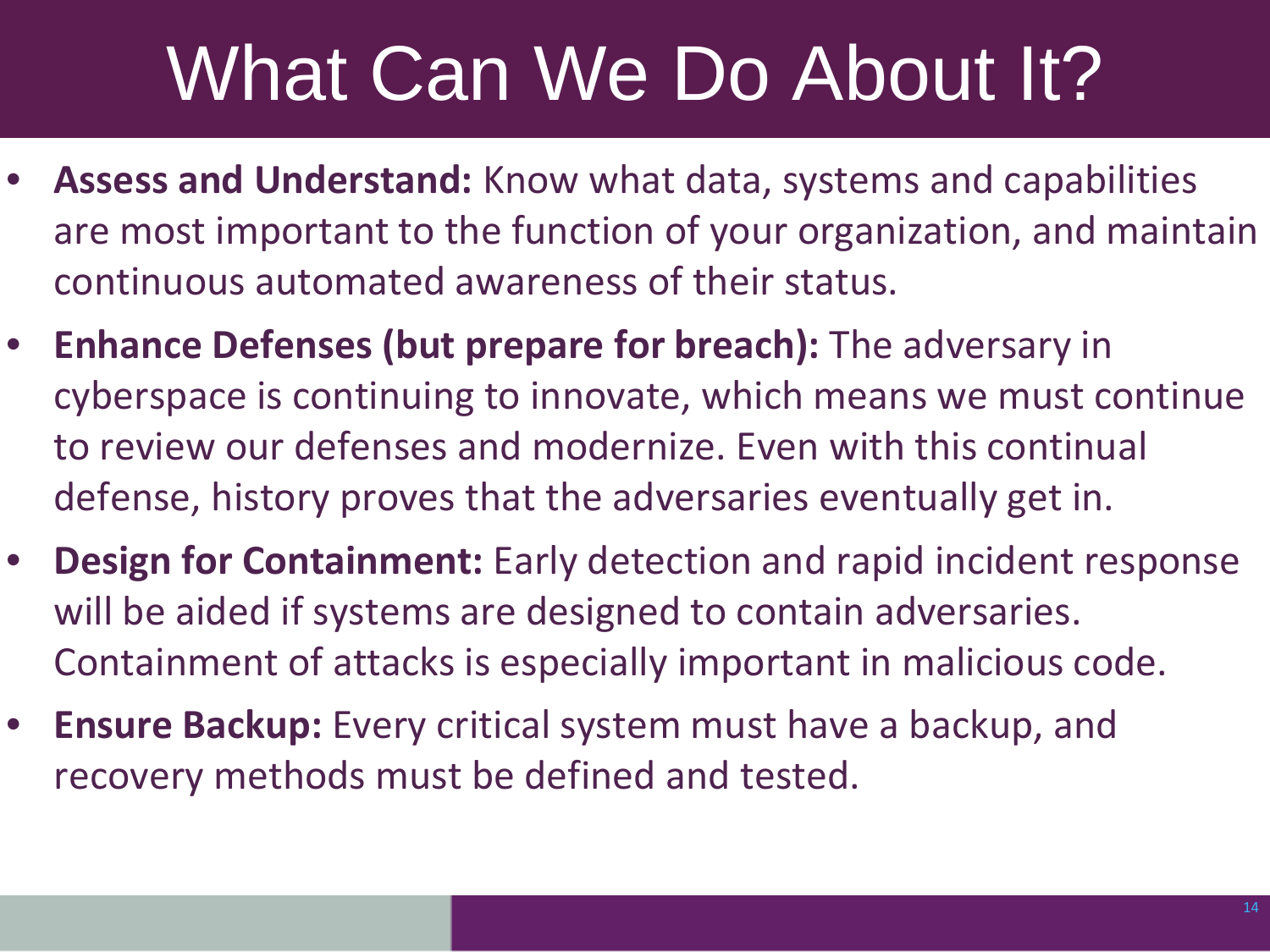# What Can We Do About It?

- **Assess and Understand:** Know what data, systems and capabilities are most important to the function of your organization, and maintain continuous automated awareness of their status.
- **Enhance Defenses (but prepare for breach):** The adversary in cyberspace is continuing to innovate, which means we must continue to review our defenses and modernize. Even with this continual defense, history proves that the adversaries eventually get in.
- **Design for Containment:** Early detection and rapid incident response will be aided if systems are designed to contain adversaries. Containment of attacks is especially important in malicious code.
- **Ensure Backup:** Every critical system must have a backup, and recovery methods must be defined and tested.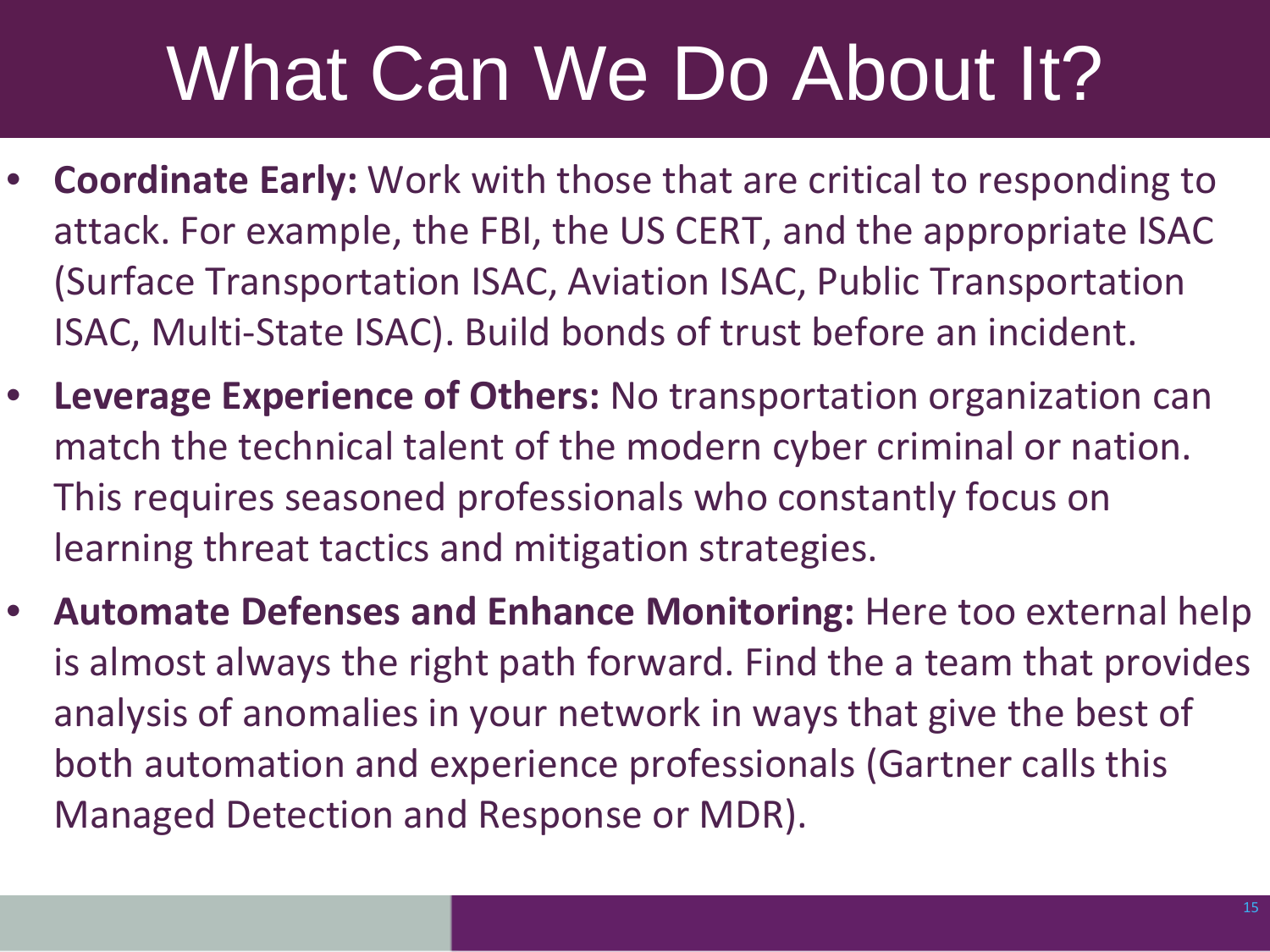# What Can We Do About It?

- **Coordinate Early:** Work with those that are critical to responding to attack. For example, the FBI, the US CERT, and the appropriate ISAC (Surface Transportation ISAC, Aviation ISAC, Public Transportation ISAC, Multi-State ISAC). Build bonds of trust before an incident.
- **Leverage Experience of Others:** No transportation organization can match the technical talent of the modern cyber criminal or nation. This requires seasoned professionals who constantly focus on learning threat tactics and mitigation strategies.
- **Automate Defenses and Enhance Monitoring:** Here too external help is almost always the right path forward. Find the a team that provides analysis of anomalies in your network in ways that give the best of both automation and experience professionals (Gartner calls this Managed Detection and Response or MDR).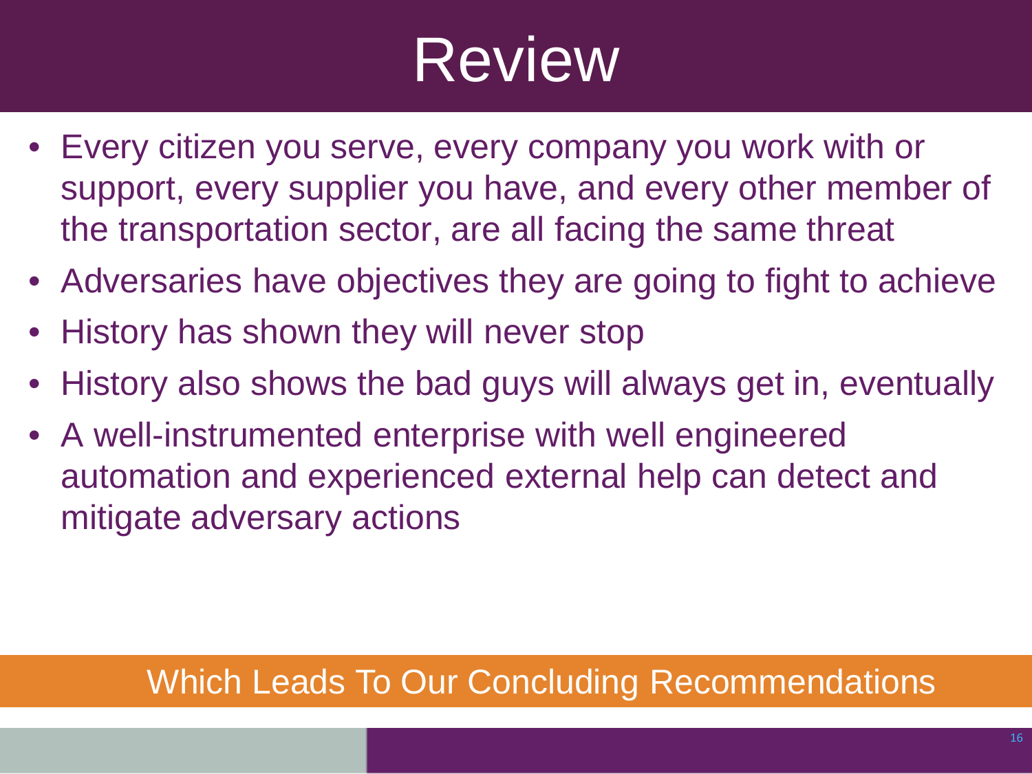# Review

- Every citizen you serve, every company you work with or support, every supplier you have, and every other member of the transportation sector, are all facing the same threat
- Adversaries have objectives they are going to fight to achieve
- History has shown they will never stop
- History also shows the bad guys will always get in, eventually
- A well-instrumented enterprise with well engineered automation and experienced external help can detect and mitigate adversary actions

Which Leads To Our Concluding Recommendations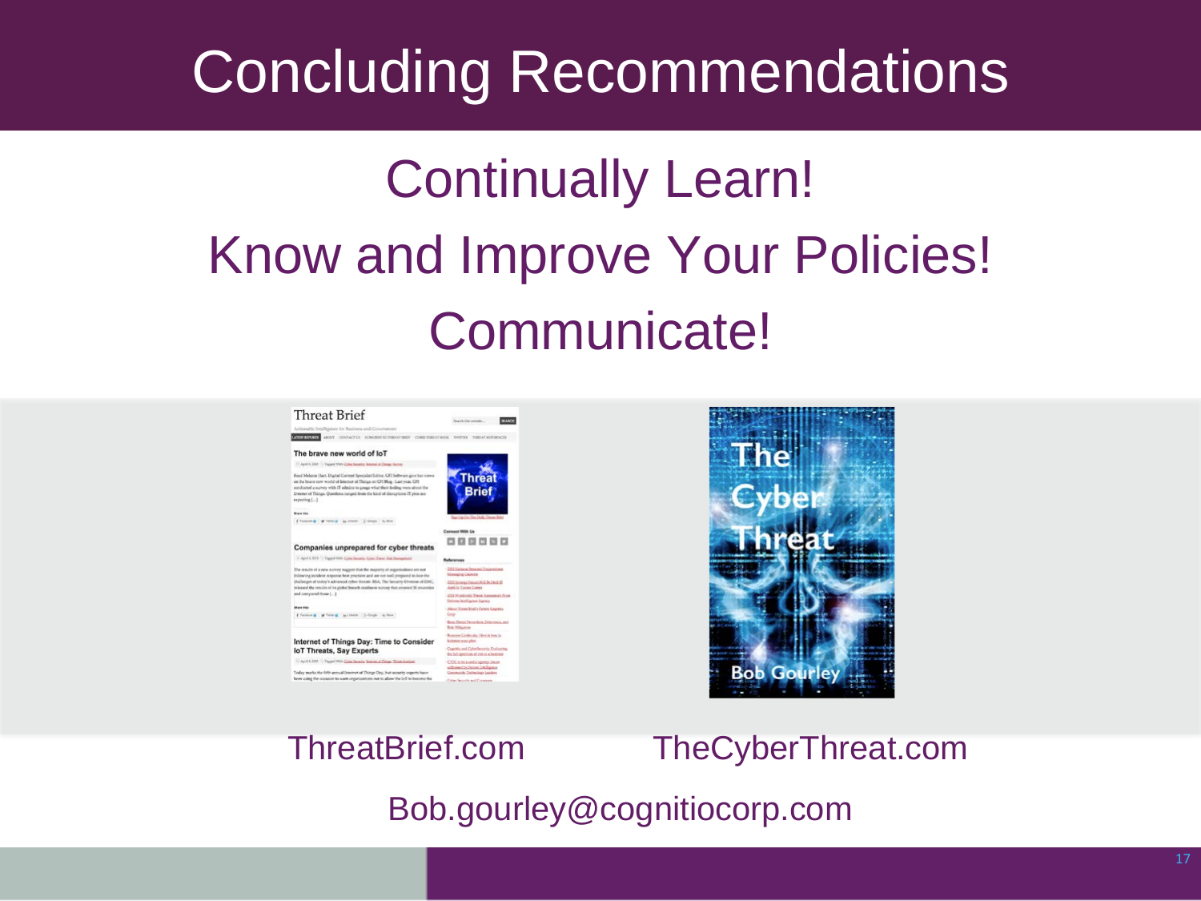# Concluding Recommendations

Continually Learn!

Know and Improve Your Policies!

Communicate!

ThreatBrief.com

TheCyberThreat.com

Bob.gourley@cognitiocorp.com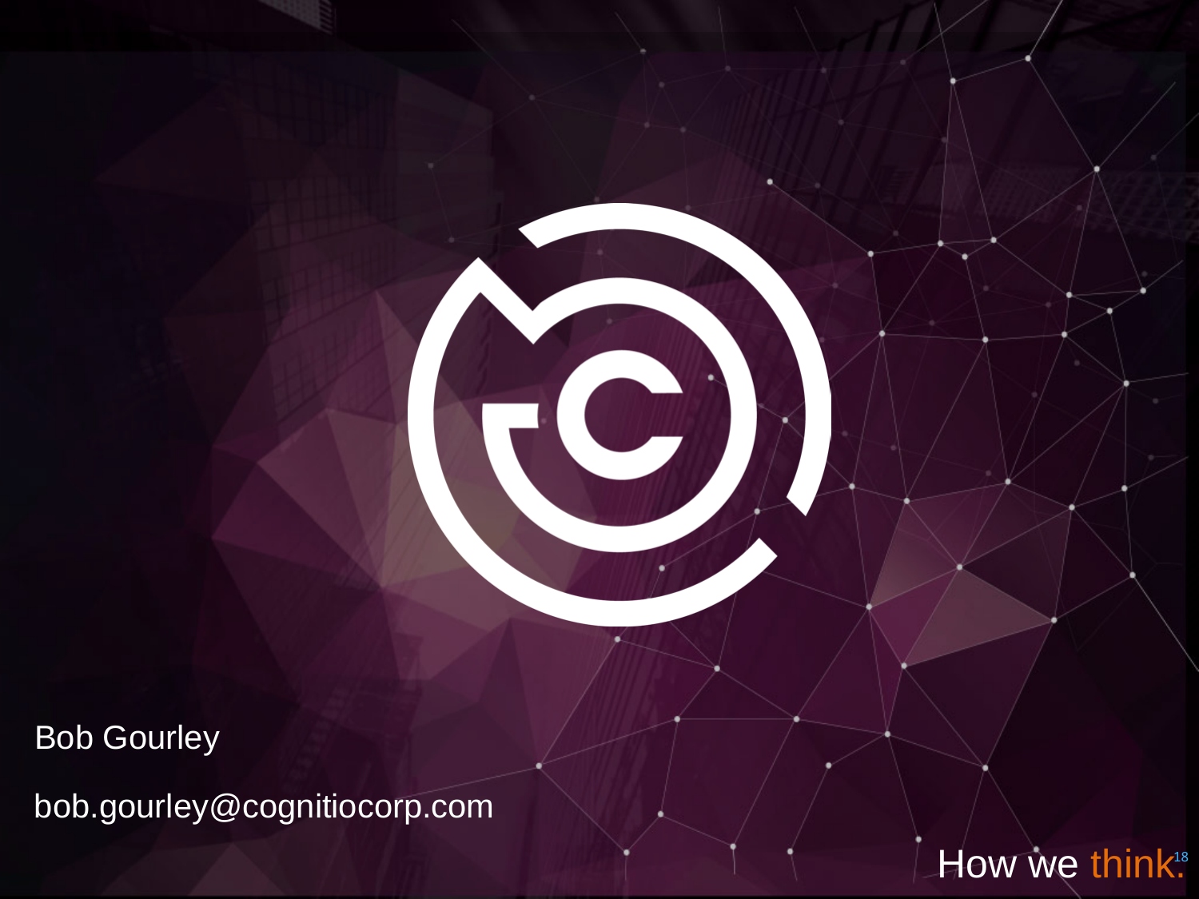Bob Gourley

bob.gourley@cognitiocorp.com

How we think.